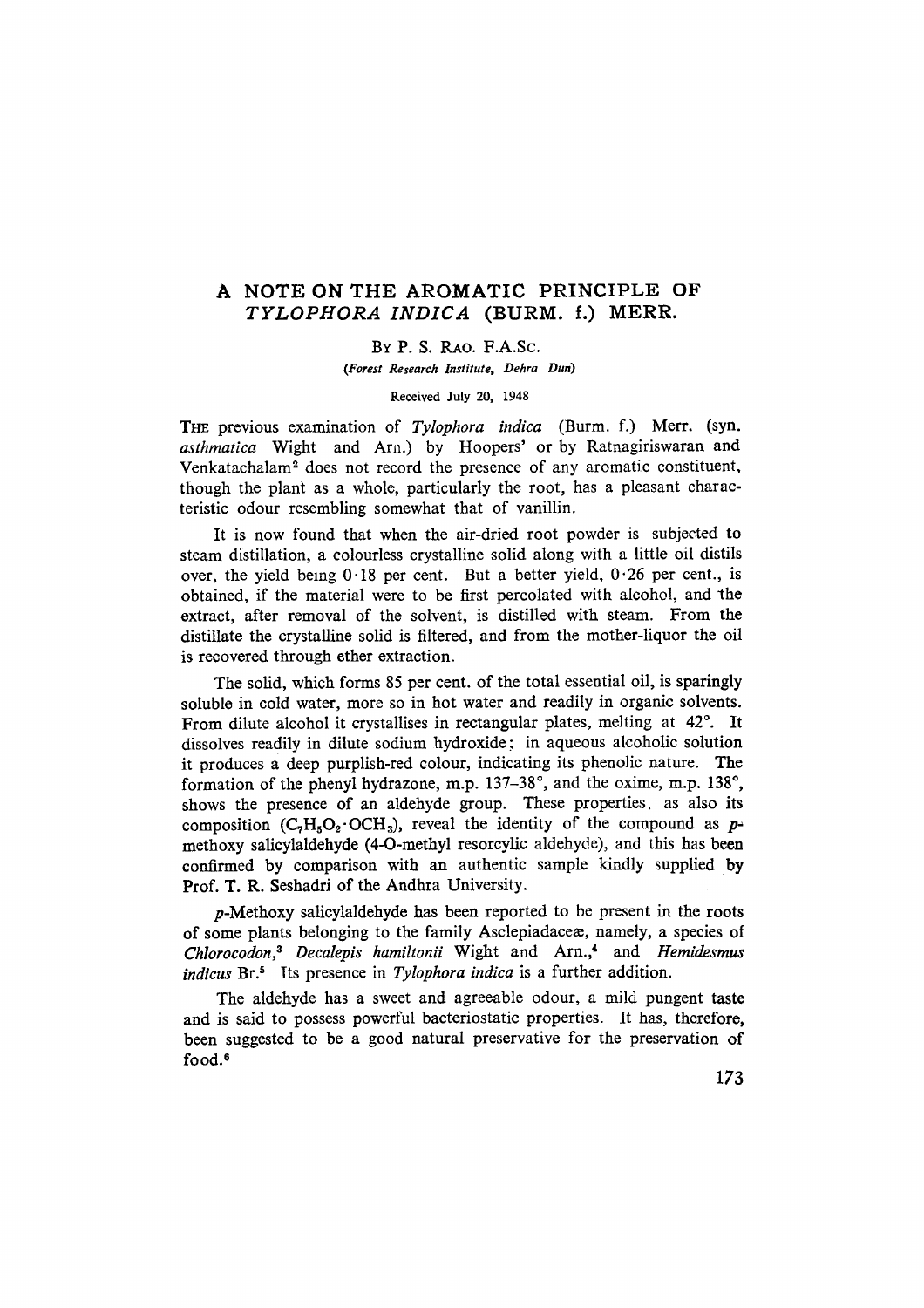# A NOTE ON THE AROMATIC PRINCIPLE OF *TYLOPHORA INDICA* (BURM. f.) MERR.

BY P. S. RAO. F.A.SC.

*(Forest Research Institute, Dehra Dun)*

Received July 20, 1948

THE previous examination of *Tylophora indica* (Burm. f.) Merr. (syn. *asthmatica* Wight and Arn.) by Hoopers'[1] or by Ratnagiriswaran and Venkatachalam[2] does not record the presence of any aromatic constituent, though the plant as a whole, particularly the root, has a pleasant characteristic odour resembling somewhat that of vanillin.

It is now found that when the air-dried root powder is subjected to steam distillation, a colourless crystalline solid along with a little oil distils over, the yield being 0·18 per cent. But a better yield, 0·26 per cent., is obtained, if the material were to be first percolated with alcohol, and the extract, after removal of the solvent, is distilled with steam. From the distillate the crystalline solid is filtered, and from the mother-liquor the oil is recovered through ether extraction.

The solid, which forms 85 per cent. of the total essential oil, is sparingly soluble in cold water, more so in hot water and readily in organic solvents. From dilute alcohol it crystallises in rectangular plates, melting at 42°. It dissolves readily in dilute sodium hydroxide; in aqueous alcoholic solution it produces a deep purplish-red colour, indicating its phenolic nature. The formation of the phenyl hydrazone, m.p. 137–38°, and the oxime, m.p. 138°, shows the presence of an aldehyde group. These properties, as also its composition ($C_7H_5O_2 \cdot OCH_3$), reveal the identity of the compound as *p*-methoxy salicylaldehyde (4-O-methyl resorcylic aldehyde), and this has been confirmed by comparison with an authentic sample kindly supplied by Prof. T. R. Seshadri of the Andhra University.

*p*-Methoxy salicylaldehyde has been reported to be present in the roots of some plants belonging to the family Asclepiadaceæ, namely, a species of *Chlorocodon*,[3] *Decalepis hamiltonii* Wight and Arn.,[4] and *Hemidesmus indicus* Br.[5] Its presence in *Tylophora indica* is a further addition.

The aldehyde has a sweet and agreeable odour, a mild pungent taste and is said to possess powerful bacteriostatic properties. It has, therefore, been suggested to be a good natural preservative for the preservation of food.[6]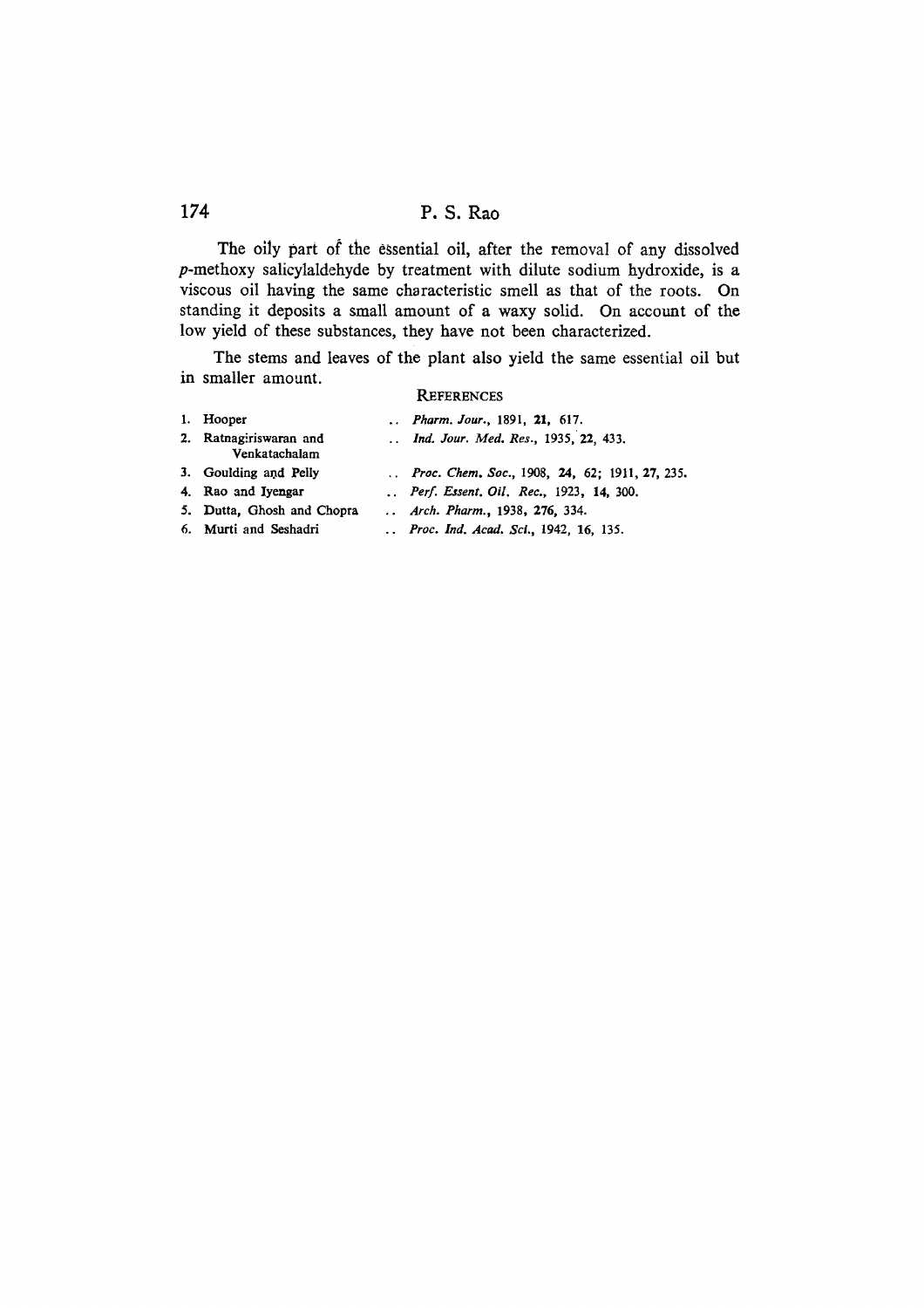The oily part of the essential oil, after the removal of any dissolved *p*-methoxy salicylaldehyde by treatment with dilute sodium hydroxide, is a viscous oil having the same characteristic smell as that of the roots. On standing it deposits a small amount of a waxy solid. On account of the low yield of these substances, they have not been characterized.

The stems and leaves of the plant also yield the same essential oil but in smaller amount.

## REFERENCES

| | | |
|---|---|---|
| 1. | Hooper | .. *Pharm. Jour.*, 1891, **21**, 617. |
| 2. | Ratnagiriswaran and Venkatachalam | .. *Ind. Jour. Med. Res.*, 1935, **22**, 433. |
| 3. | Goulding and Pelly | .. *Proc. Chem. Soc.*, 1908, **24**, 62; 1911, **27**, 235. |
| 4. | Rao and Iyengar | .. *Perf. Essent. Oil. Rec.*, 1923, **14**, 300. |
| 5. | Dutta, Ghosh and Chopra | .. *Arch. Pharm.*, 1938, **276**, 334. |
| 6. | Murti and Seshadri | .. *Proc. Ind. Acad. Sci.*, 1942, **16**, 135. |